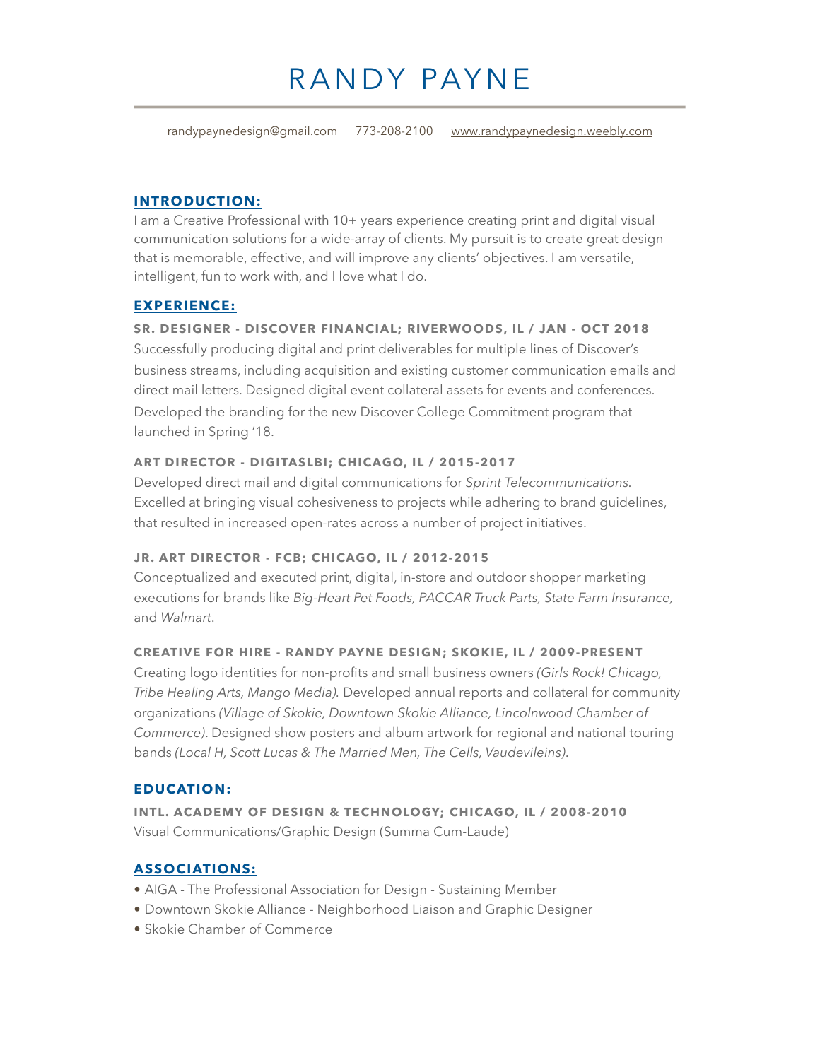# RANDY PAYNE

randypaynedesign@gmail.com 773-208-2100 [www.randypaynedesign.weebly.com](http://www.randypaynedesign.weebly.com)

## INTRODUCTION:

I am a Creative Professional with 10+ years experience creating print and digital visual communication solutions for a wide-array of clients. My pursuit is to create great design that is memorable, effective, and will improve any clients' objectives. I am versatile, intelligent, fun to work with, and I love what I do.

## EXPERIENCE:

### SR. DESIGNER - DISCOVER FINANCIAL; RIVERWOODS, IL / JAN - OCT 2018

Successfully producing digital and print deliverables for multiple lines of Discover's business streams, including acquisition and existing customer communication emails and direct mail letters. Designed digital event collateral assets for events and conferences. Developed the branding for the new Discover College Commitment program that launched in Spring '18.

### ART DIRECTOR - DIGITASLBI; CHICAGO, IL / 2015-2017

Developed direct mail and digital communications for *Sprint Telecommunications.* Excelled at bringing visual cohesiveness to projects while adhering to brand guidelines, that resulted in increased open-rates across a number of project initiatives.

### JR. ART DIRECTOR - FCB; CHICAGO, IL / 2012-2015

Conceptualized and executed print, digital, in-store and outdoor shopper marketing executions for brands like *Big-Heart Pet Foods, PACCAR Truck Parts, State Farm Insurance,* and *Walmart*.

### CREATIVE FOR HIRE - RANDY PAYNE DESIGN; SKOKIE, IL / 2009-PRESENT

Creating logo identities for non-profits and small business owners *(Girls Rock! Chicago, Tribe Healing Arts, Mango Media).* Developed annual reports and collateral for community organizations *(Village of Skokie, Downtown Skokie Alliance, Lincolnwood Chamber of Commerce)*. Designed show posters and album artwork for regional and national touring bands *(Local H, Scott Lucas & The Married Men, The Cells, Vaudevileins)*.

## EDUCATION:

### INTL. ACADEMY OF DESIGN & TECHNOLOGY; CHICAGO, IL / 2008-2010

Visual Communications/Graphic Design (Summa Cum-Laude)

## ASSOCIATIONS:

- AIGA - The Professional Association for Design - Sustaining Member
- Downtown Skokie Alliance - Neighborhood Liaison and Graphic Designer
- Skokie Chamber of Commerce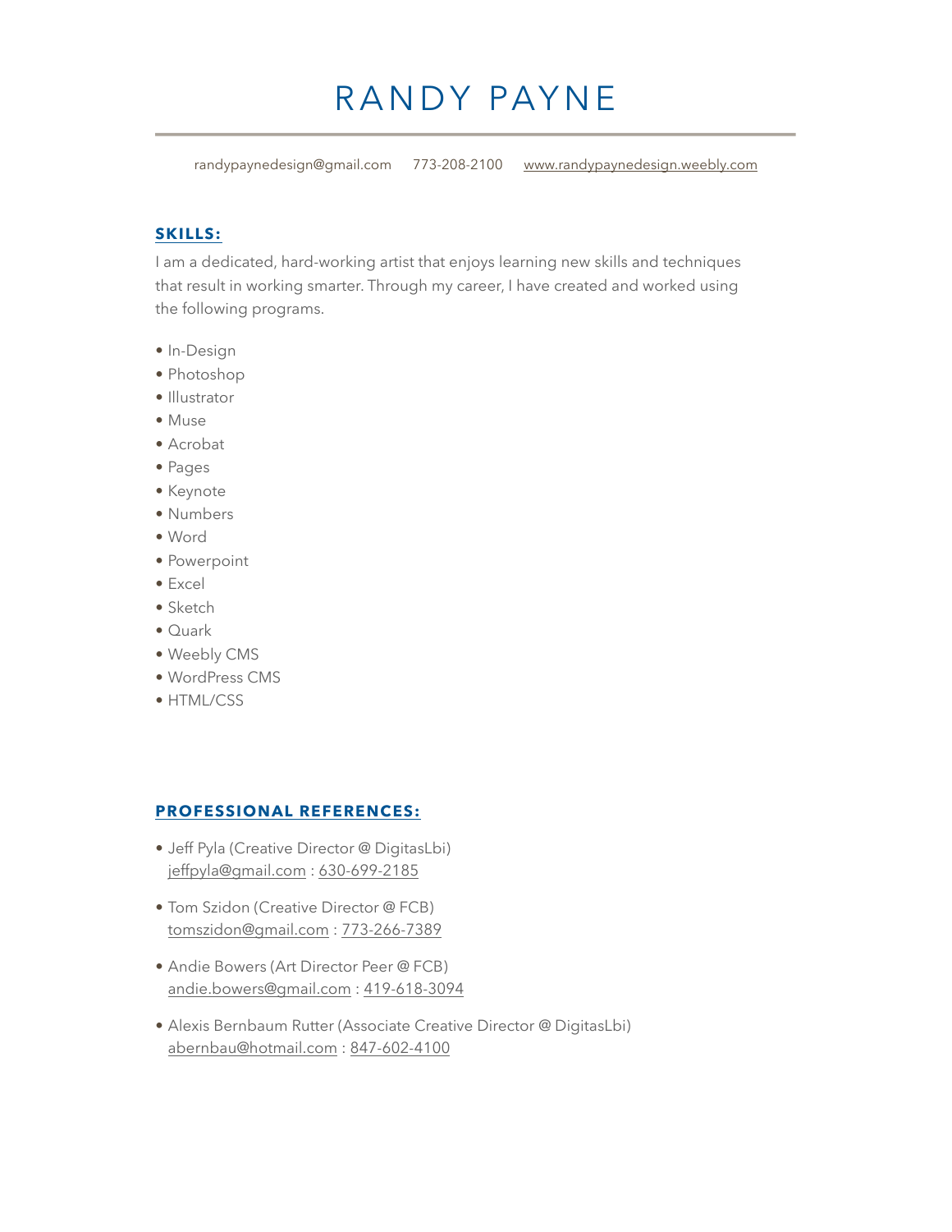# RANDY PAYNE

randypaynedesign@gmail.com 773-208-2100 www.randypaynedesign.weebly.com

## SKILLS:

I am a dedicated, hard-working artist that enjoys learning new skills and techniques that result in working smarter. Through my career, I have created and worked using the following programs.

- In-Design
- Photoshop
- Illustrator
- Muse
- Acrobat
- Pages
- Keynote
- Numbers
- Word
- Powerpoint
- Excel
- Sketch
- Quark
- Weebly CMS
- WordPress CMS
- HTML/CSS

## PROFESSIONAL REFERENCES:

- Jeff Pyla (Creative Director @ DigitasLbi)
  jeffpyla@gmail.com : 630-699-2185
- Tom Szidon (Creative Director @ FCB)
  tomszidon@gmail.com : 773-266-7389
- Andie Bowers (Art Director Peer @ FCB)
  andie.bowers@gmail.com : 419-618-3094
- Alexis Bernbaum Rutter (Associate Creative Director @ DigitasLbi)
  abernbau@hotmail.com : 847-602-4100